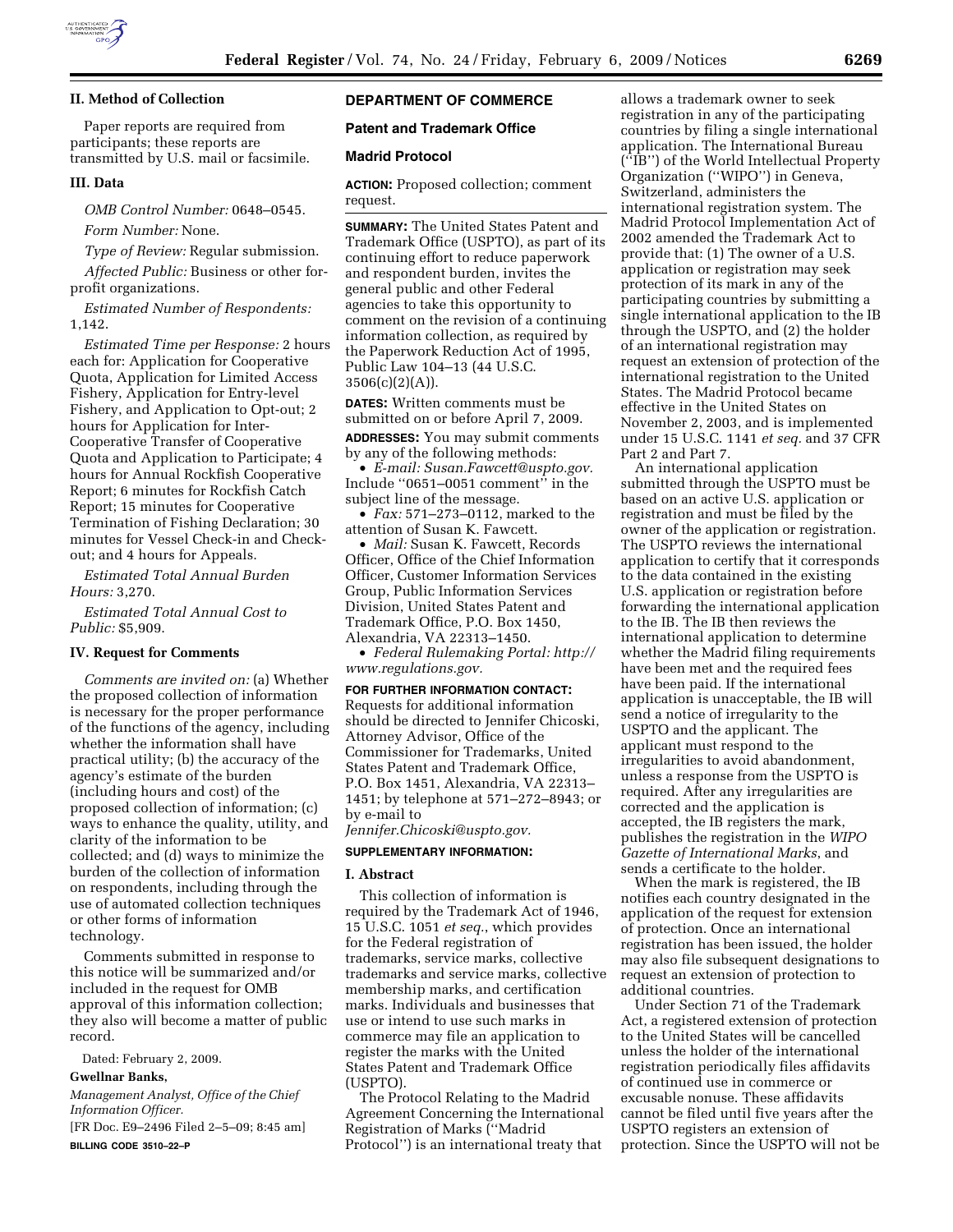## II. Method of Collection

Paper reports are required from participants; these reports are transmitted by U.S. mail or facsimile.

## III. Data

*OMB Control Number:* 0648–0545.

*Form Number:* None.

*Type of Review:* Regular submission.

*Affected Public:* Business or other for-profit organizations.

*Estimated Number of Respondents:* 1,142.

*Estimated Time per Response:* 2 hours each for: Application for Cooperative Quota, Application for Limited Access Fishery, Application for Entry-level Fishery, and Application to Opt-out; 2 hours for Application for Inter-Cooperative Transfer of Cooperative Quota and Application to Participate; 4 hours for Annual Rockfish Cooperative Report; 6 minutes for Rockfish Catch Report; 15 minutes for Cooperative Termination of Fishing Declaration; 30 minutes for Vessel Check-in and Check-out; and 4 hours for Appeals.

*Estimated Total Annual Burden Hours:* 3,270.

*Estimated Total Annual Cost to Public:* $5,909.

## IV. Request for Comments

*Comments are invited on:* (a) Whether the proposed collection of information is necessary for the proper performance of the functions of the agency, including whether the information shall have practical utility; (b) the accuracy of the agency's estimate of the burden (including hours and cost) of the proposed collection of information; (c) ways to enhance the quality, utility, and clarity of the information to be collected; and (d) ways to minimize the burden of the collection of information on respondents, including through the use of automated collection techniques or other forms of information technology.

Comments submitted in response to this notice will be summarized and/or included in the request for OMB approval of this information collection; they also will become a matter of public record.

Dated: February 2, 2009.

**Gwellnar Banks,**

*Management Analyst, Office of the Chief Information Officer.*

[FR Doc. E9–2496 Filed 2–5–09; 8:45 am]

**BILLING CODE 3510–22–P**

# DEPARTMENT OF COMMERCE

## Patent and Trademark Office

## Madrid Protocol

**ACTION:** Proposed collection; comment request.

**SUMMARY:** The United States Patent and Trademark Office (USPTO), as part of its continuing effort to reduce paperwork and respondent burden, invites the general public and other Federal agencies to take this opportunity to comment on the revision of a continuing information collection, as required by the Paperwork Reduction Act of 1995, Public Law 104–13 (44 U.S.C. 3506(c)(2)(A)).

**DATES:** Written comments must be submitted on or before April 7, 2009.

**ADDRESSES:** You may submit comments by any of the following methods:

- *E-mail: Susan.Fawcett@uspto.gov.* Include ''0651–0051 comment'' in the subject line of the message.
- *Fax:* 571–273–0112, marked to the attention of Susan K. Fawcett.
- *Mail:* Susan K. Fawcett, Records Officer, Office of the Chief Information Officer, Customer Information Services Group, Public Information Services Division, United States Patent and Trademark Office, P.O. Box 1450, Alexandria, VA 22313–1450.
- *Federal Rulemaking Portal: http://www.regulations.gov.*

**FOR FURTHER INFORMATION CONTACT:** Requests for additional information should be directed to Jennifer Chicoski, Attorney Advisor, Office of the Commissioner for Trademarks, United States Patent and Trademark Office, P.O. Box 1451, Alexandria, VA 22313–1451; by telephone at 571–272–8943; or by e-mail to *Jennifer.Chicoski@uspto.gov.*

**SUPPLEMENTARY INFORMATION:**

## I. Abstract

This collection of information is required by the Trademark Act of 1946, 15 U.S.C. 1051 *et seq.*, which provides for the Federal registration of trademarks, service marks, collective trademarks and service marks, collective membership marks, and certification marks. Individuals and businesses that use or intend to use such marks in commerce may file an application to register the marks with the United States Patent and Trademark Office (USPTO).

The Protocol Relating to the Madrid Agreement Concerning the International Registration of Marks (''Madrid Protocol'') is an international treaty that allows a trademark owner to seek registration in any of the participating countries by filing a single international application. The International Bureau (''IB'') of the World Intellectual Property Organization (''WIPO'') in Geneva, Switzerland, administers the international registration system. The Madrid Protocol Implementation Act of 2002 amended the Trademark Act to provide that: (1) The owner of a U.S. application or registration may seek protection of its mark in any of the participating countries by submitting a single international application to the IB through the USPTO, and (2) the holder of an international registration may request an extension of protection of the international registration to the United States. The Madrid Protocol became effective in the United States on November 2, 2003, and is implemented under 15 U.S.C. 1141 *et seq.* and 37 CFR Part 2 and Part 7.

An international application submitted through the USPTO must be based on an active U.S. application or registration and must be filed by the owner of the application or registration. The USPTO reviews the international application to certify that it corresponds to the data contained in the existing U.S. application or registration before forwarding the international application to the IB. The IB then reviews the international application to determine whether the Madrid filing requirements have been met and the required fees have been paid. If the international application is unacceptable, the IB will send a notice of irregularity to the USPTO and the applicant. The applicant must respond to the irregularities to avoid abandonment, unless a response from the USPTO is required. After any irregularities are corrected and the application is accepted, the IB registers the mark, publishes the registration in the *WIPO Gazette of International Marks*, and sends a certificate to the holder.

When the mark is registered, the IB notifies each country designated in the application of the request for extension of protection. Once an international registration has been issued, the holder may also file subsequent designations to request an extension of protection to additional countries.

Under Section 71 of the Trademark Act, a registered extension of protection to the United States will be cancelled unless the holder of the international registration periodically files affidavits of continued use in commerce or excusable nonuse. These affidavits cannot be filed until five years after the USPTO registers an extension of protection. Since the USPTO will not be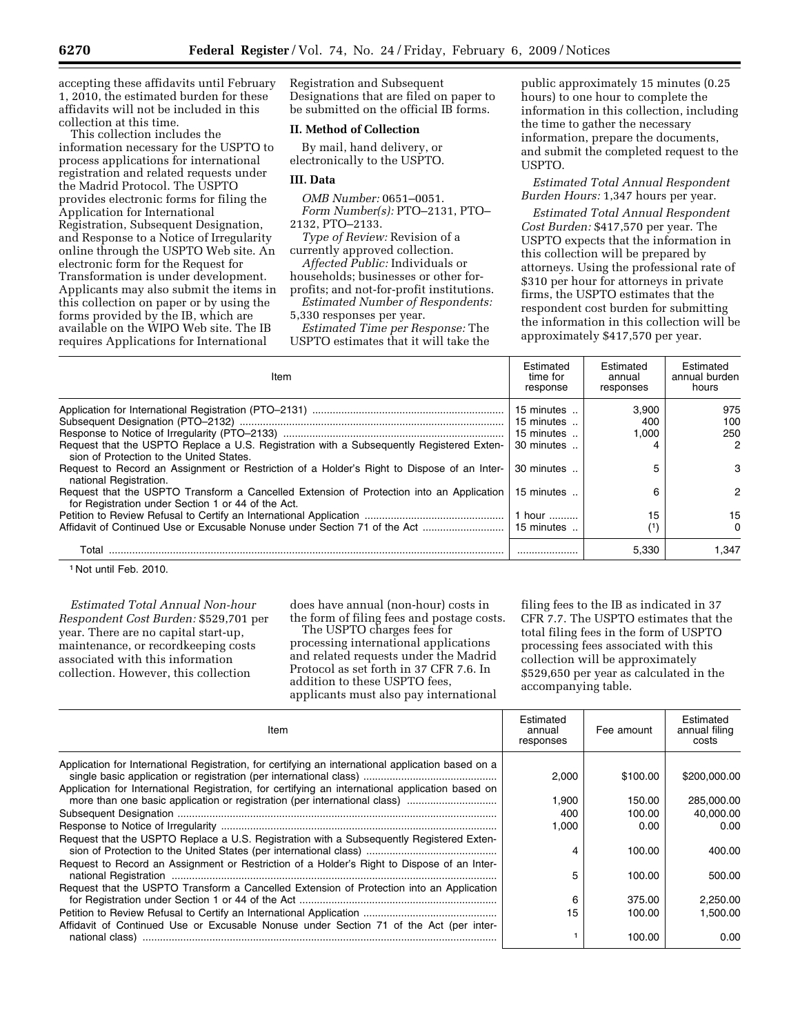accepting these affidavits until February 1, 2010, the estimated burden for these affidavits will not be included in this collection at this time.

This collection includes the information necessary for the USPTO to process applications for international registration and related requests under the Madrid Protocol. The USPTO provides electronic forms for filing the Application for International Registration, Subsequent Designation, and Response to a Notice of Irregularity online through the USPTO Web site. An electronic form for the Request for Transformation is under development. Applicants may also submit the items in this collection on paper or by using the forms provided by the IB, which are available on the WIPO Web site. The IB requires Applications for International Registration and Subsequent Designations that are filed on paper to be submitted on the official IB forms.

## II. Method of Collection

By mail, hand delivery, or electronically to the USPTO.

## III. Data

*OMB Number:* 0651–0051.

*Form Number(s):* PTO–2131, PTO–2132, PTO–2133.

*Type of Review:* Revision of a currently approved collection.

*Affected Public:* Individuals or households; businesses or other for-profits; and not-for-profit institutions.

*Estimated Number of Respondents:* 5,330 responses per year.

*Estimated Time per Response:* The USPTO estimates that it will take the public approximately 15 minutes (0.25 hours) to one hour to complete the information in this collection, including the time to gather the necessary information, prepare the documents, and submit the completed request to the USPTO.

*Estimated Total Annual Respondent Burden Hours:* 1,347 hours per year.

*Estimated Total Annual Respondent Cost Burden:* $417,570 per year. The USPTO expects that the information in this collection will be prepared by attorneys. Using the professional rate of $310 per hour for attorneys in private firms, the USPTO estimates that the respondent cost burden for submitting the information in this collection will be approximately $417,570 per year.

| Item | Estimated time for response | Estimated annual responses | Estimated annual burden hours |
|---|---|---|---|
| Application for International Registration (PTO–2131) | 15 minutes | 3,900 | 975 |
| Subsequent Designation (PTO–2132) | 15 minutes | 400 | 100 |
| Response to Notice of Irregularity (PTO–2133) | 15 minutes | 1,000 | 250 |
| Request that the USPTO Replace a U.S. Registration with a Subsequently Registered Extension of Protection to the United States. | 30 minutes | 4 | 2 |
| Request to Record an Assignment or Restriction of a Holder's Right to Dispose of an International Registration. | 30 minutes | 5 | 3 |
| Request that the USPTO Transform a Cancelled Extension of Protection into an Application for Registration under Section 1 or 44 of the Act. | 15 minutes | 6 | 2 |
| Petition to Review Refusal to Certify an International Application | 1 hour | 15 | 15 |
| Affidavit of Continued Use or Excusable Nonuse under Section 71 of the Act | 15 minutes | [1] | 0 |
| Total | | 5,330 | 1,347 |

[1] Not until Feb. 2010.

*Estimated Total Annual Non-hour Respondent Cost Burden:* $529,701 per year. There are no capital start-up, maintenance, or recordkeeping costs associated with this information collection. However, this collection does have annual (non-hour) costs in the form of filing fees and postage costs.

The USPTO charges fees for processing international applications and related requests under the Madrid Protocol as set forth in 37 CFR 7.6. In addition to these USPTO fees, applicants must also pay international filing fees to the IB as indicated in 37 CFR 7.7. The USPTO estimates that the total filing fees in the form of USPTO processing fees associated with this collection will be approximately $529,650 per year as calculated in the accompanying table.

| Item | Estimated annual responses | Fee amount | Estimated annual filing costs |
|---|---|---|---|
| Application for International Registration, for certifying an international application based on a single basic application or registration (per international class) | 2,000 | $100.00 | $200,000.00 |
| Application for International Registration, for certifying an international application based on more than one basic application or registration (per international class) | 1,900 | 150.00 | 285,000.00 |
| Subsequent Designation | 400 | 100.00 | 40,000.00 |
| Response to Notice of Irregularity | 1,000 | 0.00 | 0.00 |
| Request that the USPTO Replace a U.S. Registration with a Subsequently Registered Extension of Protection to the United States (per international class) | 4 | 100.00 | 400.00 |
| Request to Record an Assignment or Restriction of a Holder's Right to Dispose of an International Registration | 5 | 100.00 | 500.00 |
| Request that the USPTO Transform a Cancelled Extension of Protection into an Application for Registration under Section 1 or 44 of the Act | 6 | 375.00 | 2,250.00 |
| Petition to Review Refusal to Certify an International Application | 15 | 100.00 | 1,500.00 |
| Affidavit of Continued Use or Excusable Nonuse under Section 71 of the Act (per international class) | [1] | 100.00 | 0.00 |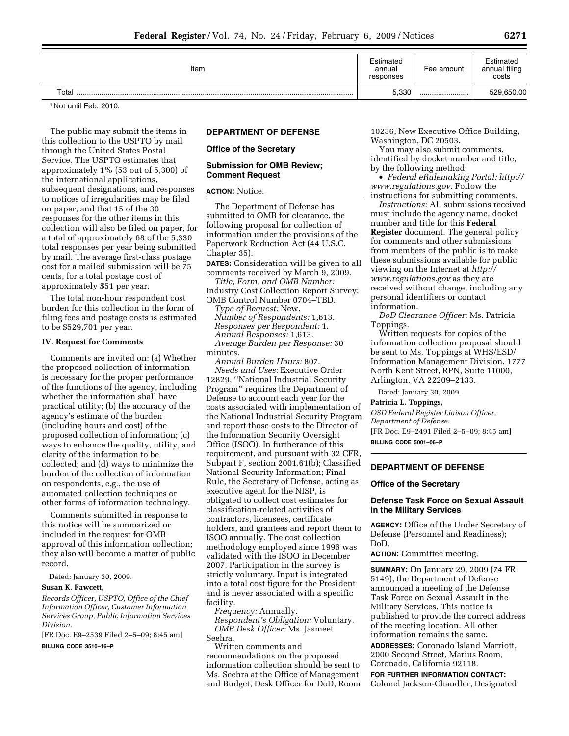| Item | Estimated annual responses | Fee amount | Estimated annual filing costs |
| --- | --- | --- | --- |
| Total ........................................................................................................................ | 5,330 | ........................ | 529,650.00 |

[1] Not until Feb. 2010.

The public may submit the items in this collection to the USPTO by mail through the United States Postal Service. The USPTO estimates that approximately 1% (53 out of 5,300) of the international applications, subsequent designations, and responses to notices of irregularities may be filed on paper, and that 15 of the 30 responses for the other items in this collection will also be filed on paper, for a total of approximately 68 of the 5,330 total responses per year being submitted by mail. The average first-class postage cost for a mailed submission will be 75 cents, for a total postage cost of approximately $51 per year.

The total non-hour respondent cost burden for this collection in the form of filing fees and postage costs is estimated to be $529,701 per year.

## IV. Request for Comments

Comments are invited on: (a) Whether the proposed collection of information is necessary for the proper performance of the functions of the agency, including whether the information shall have practical utility; (b) the accuracy of the agency's estimate of the burden (including hours and cost) of the proposed collection of information; (c) ways to enhance the quality, utility, and clarity of the information to be collected; and (d) ways to minimize the burden of the collection of information on respondents, e.g., the use of automated collection techniques or other forms of information technology.

Comments submitted in response to this notice will be summarized or included in the request for OMB approval of this information collection; they also will become a matter of public record.

Dated: January 30, 2009.

**Susan K. Fawcett,**

*Records Officer, USPTO, Office of the Chief Information Officer, Customer Information Services Group, Public Information Services Division.*

[FR Doc. E9–2539 Filed 2–5–09; 8:45 am]

**BILLING CODE 3510–16–P**

## DEPARTMENT OF DEFENSE

### Office of the Secretary

### Submission for OMB Review; Comment Request

**ACTION:** Notice.

The Department of Defense has submitted to OMB for clearance, the following proposal for collection of information under the provisions of the Paperwork Reduction Act (44 U.S.C. Chapter 35).

**DATES:** Consideration will be given to all comments received by March 9, 2009.

*Title, Form, and OMB Number:* Industry Cost Collection Report Survey; OMB Control Number 0704–TBD.

*Type of Request:* New.

*Number of Respondents:* 1,613.

*Responses per Respondent:* 1.

*Annual Responses:* 1,613.

*Average Burden per Response:* 30 minutes.

*Annual Burden Hours:* 807.

*Needs and Uses:* Executive Order 12829, ''National Industrial Security Program'' requires the Department of Defense to account each year for the costs associated with implementation of the National Industrial Security Program and report those costs to the Director of the Information Security Oversight Office (ISOO). In furtherance of this requirement, and pursuant with 32 CFR, Subpart F, section 2001.61(b); Classified National Security Information; Final Rule, the Secretary of Defense, acting as executive agent for the NISP, is obligated to collect cost estimates for classification-related activities of contractors, licensees, certificate holders, and grantees and report them to ISOO annually. The cost collection methodology employed since 1996 was validated with the ISOO in December 2007. Participation in the survey is strictly voluntary. Input is integrated into a total cost figure for the President and is never associated with a specific facility.

*Frequency:* Annually.

*Respondent's Obligation:* Voluntary.

*OMB Desk Officer:* Ms. Jasmeet Seehra.

Written comments and recommendations on the proposed information collection should be sent to Ms. Seehra at the Office of Management and Budget, Desk Officer for DoD, Room 10236, New Executive Office Building, Washington, DC 20503.

You may also submit comments, identified by docket number and title, by the following method:

- *Federal eRulemaking Portal: http://www.regulations.gov.* Follow the instructions for submitting comments.

*Instructions:* All submissions received must include the agency name, docket number and title for this **Federal Register** document. The general policy for comments and other submissions from members of the public is to make these submissions available for public viewing on the Internet at *http://www.regulations.gov* as they are received without change, including any personal identifiers or contact information.

*DoD Clearance Officer:* Ms. Patricia Toppings.

Written requests for copies of the information collection proposal should be sent to Ms. Toppings at WHS/ESD/Information Management Division, 1777 North Kent Street, RPN, Suite 11000, Arlington, VA 22209–2133.

Dated: January 30, 2009.

**Patricia L. Toppings,**

*OSD Federal Register Liaison Officer, Department of Defense.*

[FR Doc. E9–2491 Filed 2–5–09; 8:45 am]

**BILLING CODE 5001–06–P**

## DEPARTMENT OF DEFENSE

### Office of the Secretary

### Defense Task Force on Sexual Assault in the Military Services

**AGENCY:** Office of the Under Secretary of Defense (Personnel and Readiness); DoD.

**ACTION:** Committee meeting.

**SUMMARY:** On January 29, 2009 (74 FR 5149), the Department of Defense announced a meeting of the Defense Task Force on Sexual Assault in the Military Services. This notice is published to provide the correct address of the meeting location. All other information remains the same.

**ADDRESSES:** Coronado Island Marriott, 2000 Second Street, Marius Room, Coronado, California 92118.

**FOR FURTHER INFORMATION CONTACT:** Colonel Jackson-Chandler, Designated